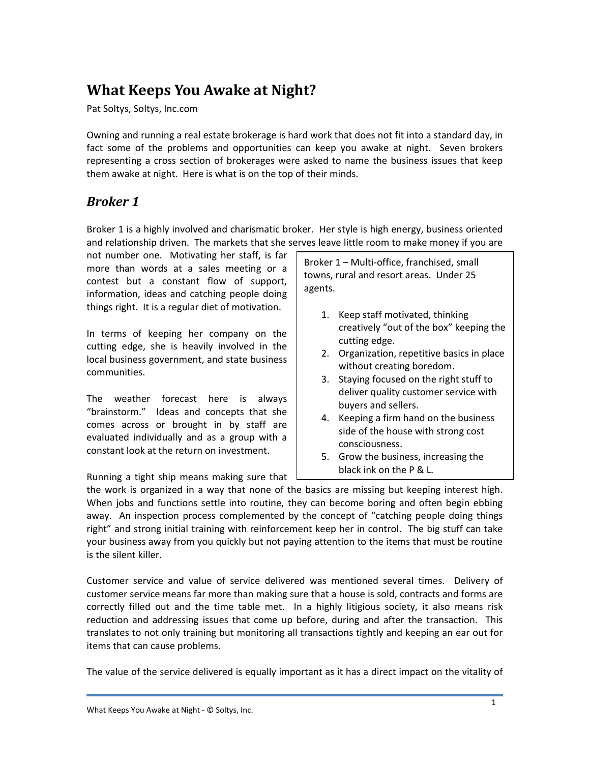# What Keeps You Awake at Night?

Pat Soltys, Soltys, Inc.com

Owning and running a real estate brokerage is hard work that does not fit into a standard day, in fact some of the problems and opportunities can keep you awake at night. Seven brokers representing a cross section of brokerages were asked to name the business issues that keep them awake at night. Here is what is on the top of their minds.

## *Broker 1*

Broker 1 is a highly involved and charismatic broker. Her style is high energy, business oriented and relationship driven. The markets that she serves leave little room to make money if you are not number one. Motivating her staff, is far more than words at a sales meeting or a contest but a constant flow of support, information, ideas and catching people doing things right. It is a regular diet of motivation.

> Broker 1 – Multi-office, franchised, small towns, rural and resort areas. Under 25 agents.
>
> 1. Keep staff motivated, thinking creatively "out of the box" keeping the cutting edge.
> 2. Organization, repetitive basics in place without creating boredom.
> 3. Staying focused on the right stuff to deliver quality customer service with buyers and sellers.
> 4. Keeping a firm hand on the business side of the house with strong cost consciousness.
> 5. Grow the business, increasing the black ink on the P & L.

In terms of keeping her company on the cutting edge, she is heavily involved in the local business government, and state business communities.

The weather forecast here is always "brainstorm." Ideas and concepts that she comes across or brought in by staff are evaluated individually and as a group with a constant look at the return on investment.

Running a tight ship means making sure that the work is organized in a way that none of the basics are missing but keeping interest high. When jobs and functions settle into routine, they can become boring and often begin ebbing away. An inspection process complemented by the concept of "catching people doing things right" and strong initial training with reinforcement keep her in control. The big stuff can take your business away from you quickly but not paying attention to the items that must be routine is the silent killer.

Customer service and value of service delivered was mentioned several times. Delivery of customer service means far more than making sure that a house is sold, contracts and forms are correctly filled out and the time table met. In a highly litigious society, it also means risk reduction and addressing issues that come up before, during and after the transaction. This translates to not only training but monitoring all transactions tightly and keeping an ear out for items that can cause problems.

The value of the service delivered is equally important as it has a direct impact on the vitality of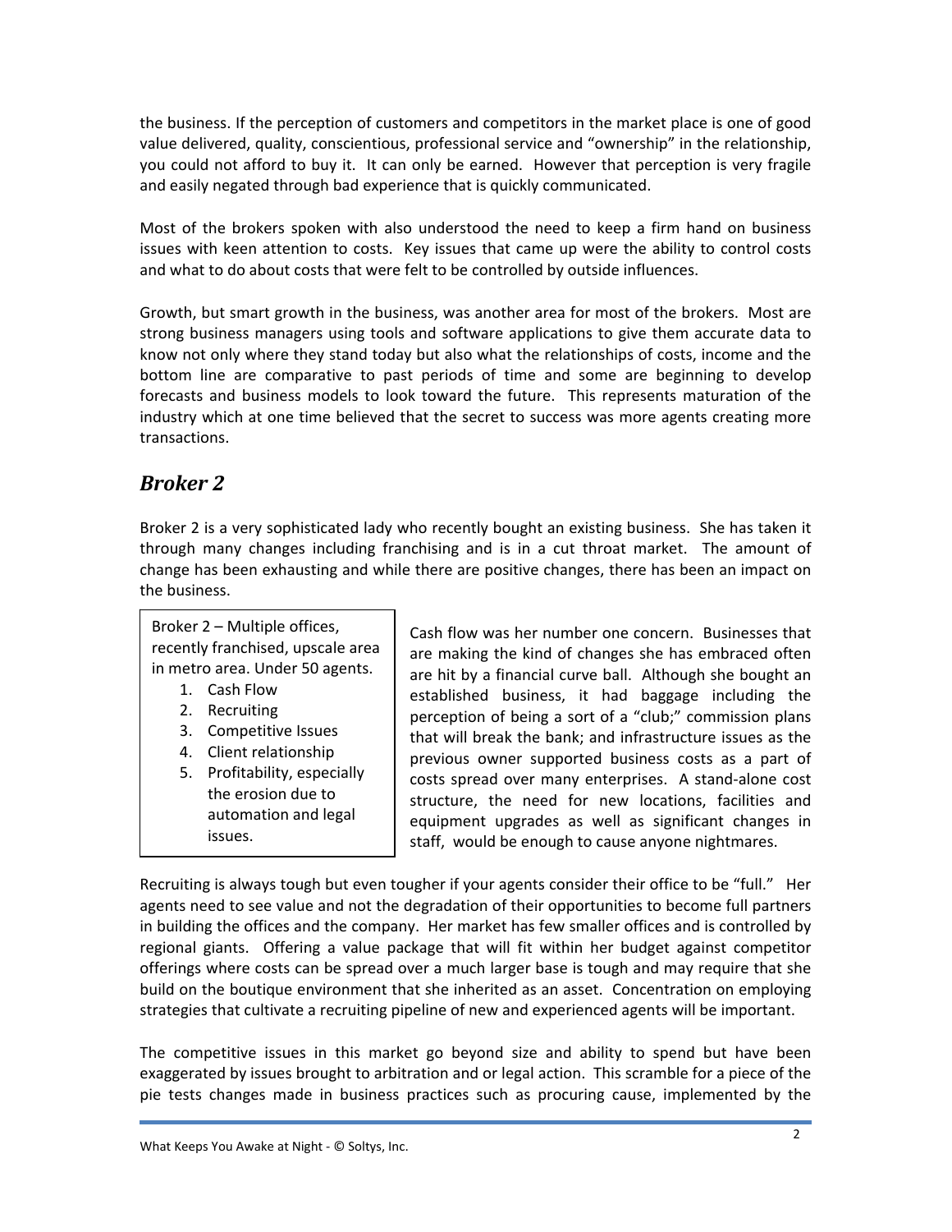the business. If the perception of customers and competitors in the market place is one of good value delivered, quality, conscientious, professional service and "ownership" in the relationship, you could not afford to buy it. It can only be earned. However that perception is very fragile and easily negated through bad experience that is quickly communicated.

Most of the brokers spoken with also understood the need to keep a firm hand on business issues with keen attention to costs. Key issues that came up were the ability to control costs and what to do about costs that were felt to be controlled by outside influences.

Growth, but smart growth in the business, was another area for most of the brokers. Most are strong business managers using tools and software applications to give them accurate data to know not only where they stand today but also what the relationships of costs, income and the bottom line are comparative to past periods of time and some are beginning to develop forecasts and business models to look toward the future. This represents maturation of the industry which at one time believed that the secret to success was more agents creating more transactions.

## *Broker 2*

Broker 2 is a very sophisticated lady who recently bought an existing business. She has taken it through many changes including franchising and is in a cut throat market. The amount of change has been exhausting and while there are positive changes, there has been an impact on the business.

> Broker 2 – Multiple offices, recently franchised, upscale area in metro area. Under 50 agents.
>
> 1. Cash Flow
> 2. Recruiting
> 3. Competitive Issues
> 4. Client relationship
> 5. Profitability, especially the erosion due to automation and legal issues.

Cash flow was her number one concern. Businesses that are making the kind of changes she has embraced often are hit by a financial curve ball. Although she bought an established business, it had baggage including the perception of being a sort of a "club;" commission plans that will break the bank; and infrastructure issues as the previous owner supported business costs as a part of costs spread over many enterprises. A stand-alone cost structure, the need for new locations, facilities and equipment upgrades as well as significant changes in staff, would be enough to cause anyone nightmares.

Recruiting is always tough but even tougher if your agents consider their office to be "full." Her agents need to see value and not the degradation of their opportunities to become full partners in building the offices and the company. Her market has few smaller offices and is controlled by regional giants. Offering a value package that will fit within her budget against competitor offerings where costs can be spread over a much larger base is tough and may require that she build on the boutique environment that she inherited as an asset. Concentration on employing strategies that cultivate a recruiting pipeline of new and experienced agents will be important.

The competitive issues in this market go beyond size and ability to spend but have been exaggerated by issues brought to arbitration and or legal action. This scramble for a piece of the pie tests changes made in business practices such as procuring cause, implemented by the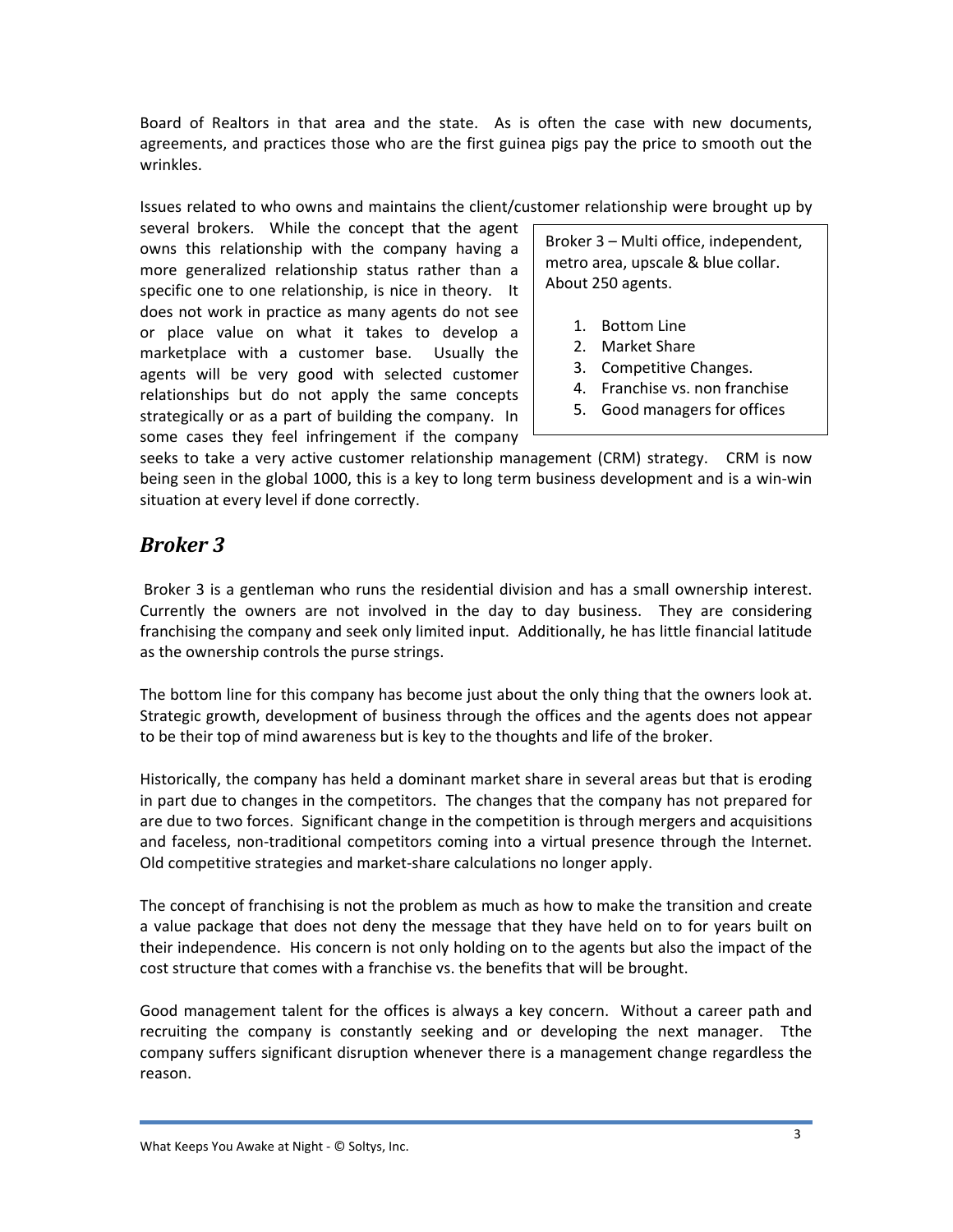Board of Realtors in that area and the state. As is often the case with new documents, agreements, and practices those who are the first guinea pigs pay the price to smooth out the wrinkles.

Issues related to who owns and maintains the client/customer relationship were brought up by several brokers. While the concept that the agent owns this relationship with the company having a more generalized relationship status rather than a specific one to one relationship, is nice in theory. It does not work in practice as many agents do not see or place value on what it takes to develop a marketplace with a customer base. Usually the agents will be very good with selected customer relationships but do not apply the same concepts strategically or as a part of building the company. In some cases they feel infringement if the company seeks to take a very active customer relationship management (CRM) strategy. CRM is now being seen in the global 1000, this is a key to long term business development and is a win-win situation at every level if done correctly.

Broker 3 – Multi office, independent, metro area, upscale & blue collar. About 250 agents.

1. Bottom Line
2. Market Share
3. Competitive Changes.
4. Franchise vs. non franchise
5. Good managers for offices

## *Broker 3*

Broker 3 is a gentleman who runs the residential division and has a small ownership interest. Currently the owners are not involved in the day to day business. They are considering franchising the company and seek only limited input. Additionally, he has little financial latitude as the ownership controls the purse strings.

The bottom line for this company has become just about the only thing that the owners look at. Strategic growth, development of business through the offices and the agents does not appear to be their top of mind awareness but is key to the thoughts and life of the broker.

Historically, the company has held a dominant market share in several areas but that is eroding in part due to changes in the competitors. The changes that the company has not prepared for are due to two forces. Significant change in the competition is through mergers and acquisitions and faceless, non-traditional competitors coming into a virtual presence through the Internet. Old competitive strategies and market-share calculations no longer apply.

The concept of franchising is not the problem as much as how to make the transition and create a value package that does not deny the message that they have held on to for years built on their independence. His concern is not only holding on to the agents but also the impact of the cost structure that comes with a franchise vs. the benefits that will be brought.

Good management talent for the offices is always a key concern. Without a career path and recruiting the company is constantly seeking and or developing the next manager. Tthe company suffers significant disruption whenever there is a management change regardless the reason.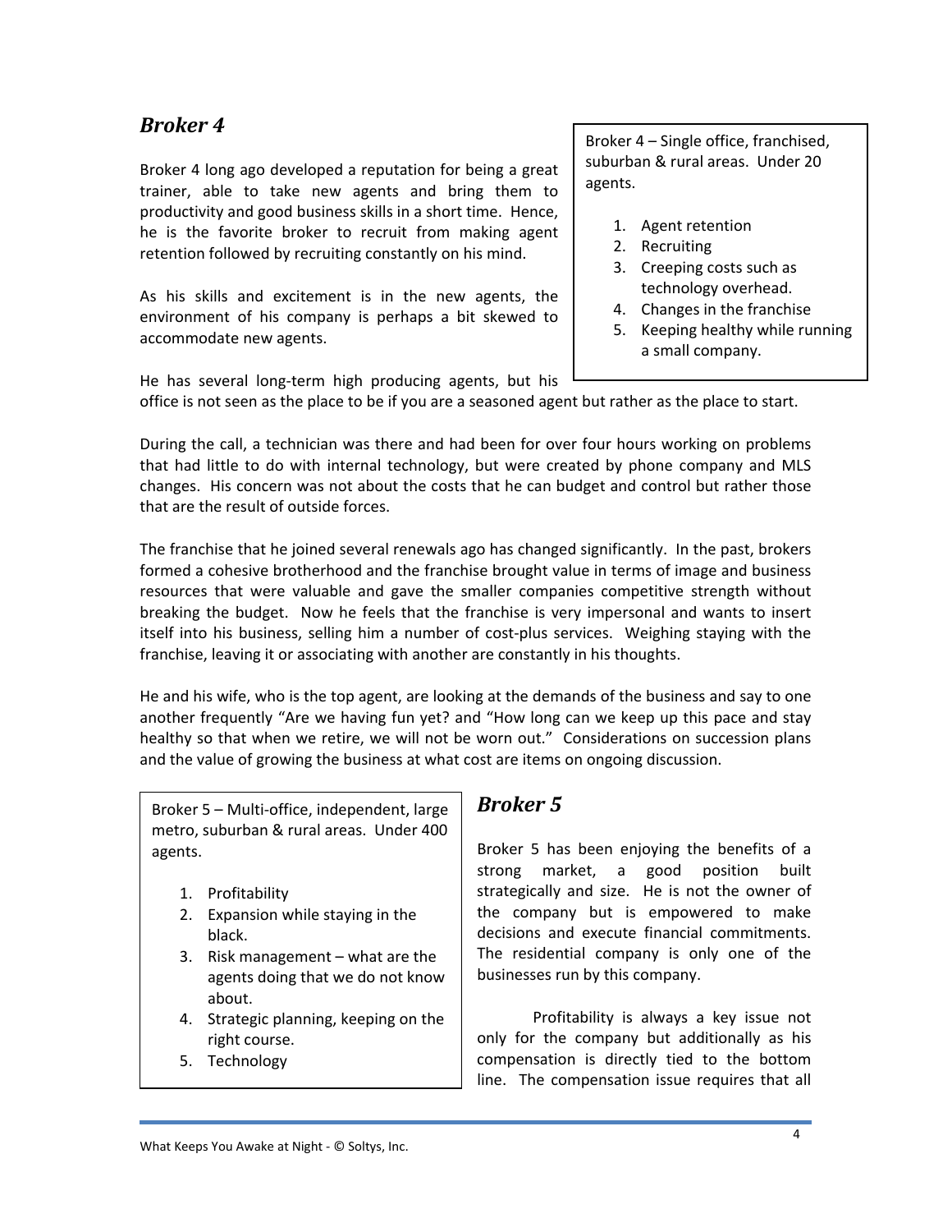## *Broker 4*

Broker 4 – Single office, franchised, suburban & rural areas. Under 20 agents.

1. Agent retention
2. Recruiting
3. Creeping costs such as technology overhead.
4. Changes in the franchise
5. Keeping healthy while running a small company.

Broker 4 long ago developed a reputation for being a great trainer, able to take new agents and bring them to productivity and good business skills in a short time. Hence, he is the favorite broker to recruit from making agent retention followed by recruiting constantly on his mind.

As his skills and excitement is in the new agents, the environment of his company is perhaps a bit skewed to accommodate new agents.

He has several long-term high producing agents, but his office is not seen as the place to be if you are a seasoned agent but rather as the place to start.

During the call, a technician was there and had been for over four hours working on problems that had little to do with internal technology, but were created by phone company and MLS changes. His concern was not about the costs that he can budget and control but rather those that are the result of outside forces.

The franchise that he joined several renewals ago has changed significantly. In the past, brokers formed a cohesive brotherhood and the franchise brought value in terms of image and business resources that were valuable and gave the smaller companies competitive strength without breaking the budget. Now he feels that the franchise is very impersonal and wants to insert itself into his business, selling him a number of cost-plus services. Weighing staying with the franchise, leaving it or associating with another are constantly in his thoughts.

He and his wife, who is the top agent, are looking at the demands of the business and say to one another frequently "Are we having fun yet? and "How long can we keep up this pace and stay healthy so that when we retire, we will not be worn out." Considerations on succession plans and the value of growing the business at what cost are items on ongoing discussion.

## *Broker 5*

Broker 5 – Multi-office, independent, large metro, suburban & rural areas. Under 400 agents.

1. Profitability
2. Expansion while staying in the black.
3. Risk management – what are the agents doing that we do not know about.
4. Strategic planning, keeping on the right course.
5. Technology

Broker 5 has been enjoying the benefits of a strong market, a good position built strategically and size. He is not the owner of the company but is empowered to make decisions and execute financial commitments. The residential company is only one of the businesses run by this company.

Profitability is always a key issue not only for the company but additionally as his compensation is directly tied to the bottom line. The compensation issue requires that all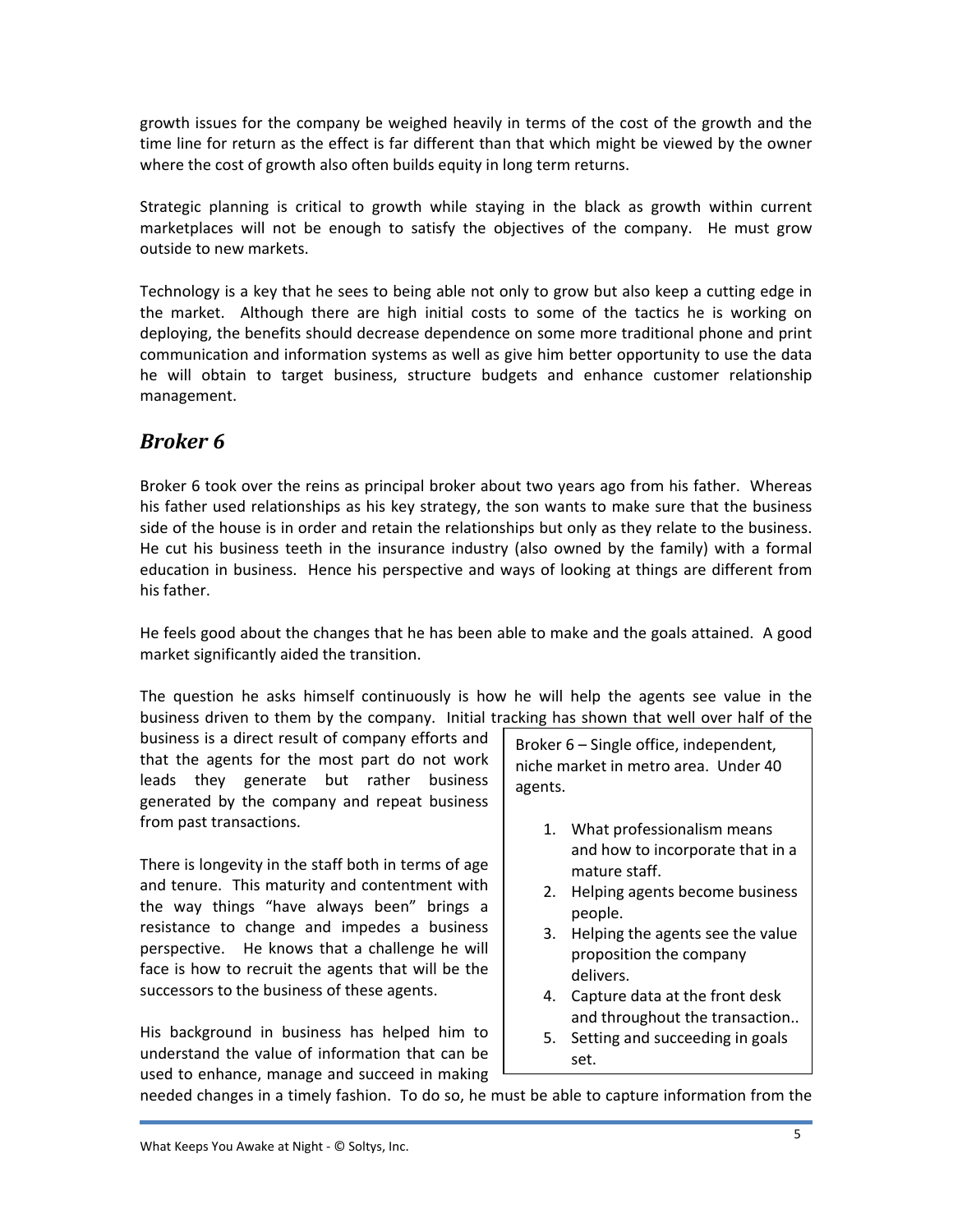growth issues for the company be weighed heavily in terms of the cost of the growth and the time line for return as the effect is far different than that which might be viewed by the owner where the cost of growth also often builds equity in long term returns.

Strategic planning is critical to growth while staying in the black as growth within current marketplaces will not be enough to satisfy the objectives of the company. He must grow outside to new markets.

Technology is a key that he sees to being able not only to grow but also keep a cutting edge in the market. Although there are high initial costs to some of the tactics he is working on deploying, the benefits should decrease dependence on some more traditional phone and print communication and information systems as well as give him better opportunity to use the data he will obtain to target business, structure budgets and enhance customer relationship management.

## *Broker 6*

Broker 6 took over the reins as principal broker about two years ago from his father. Whereas his father used relationships as his key strategy, the son wants to make sure that the business side of the house is in order and retain the relationships but only as they relate to the business. He cut his business teeth in the insurance industry (also owned by the family) with a formal education in business. Hence his perspective and ways of looking at things are different from his father.

He feels good about the changes that he has been able to make and the goals attained. A good market significantly aided the transition.

The question he asks himself continuously is how he will help the agents see value in the business driven to them by the company. Initial tracking has shown that well over half of the business is a direct result of company efforts and that the agents for the most part do not work leads they generate but rather business generated by the company and repeat business from past transactions.

There is longevity in the staff both in terms of age and tenure. This maturity and contentment with the way things "have always been" brings a resistance to change and impedes a business perspective. He knows that a challenge he will face is how to recruit the agents that will be the successors to the business of these agents.

His background in business has helped him to understand the value of information that can be used to enhance, manage and succeed in making needed changes in a timely fashion. To do so, he must be able to capture information from the

> Broker 6 – Single office, independent, niche market in metro area. Under 40 agents.
>
> 1. What professionalism means and how to incorporate that in a mature staff.
> 2. Helping agents become business people.
> 3. Helping the agents see the value proposition the company delivers.
> 4. Capture data at the front desk and throughout the transaction..
> 5. Setting and succeeding in goals set.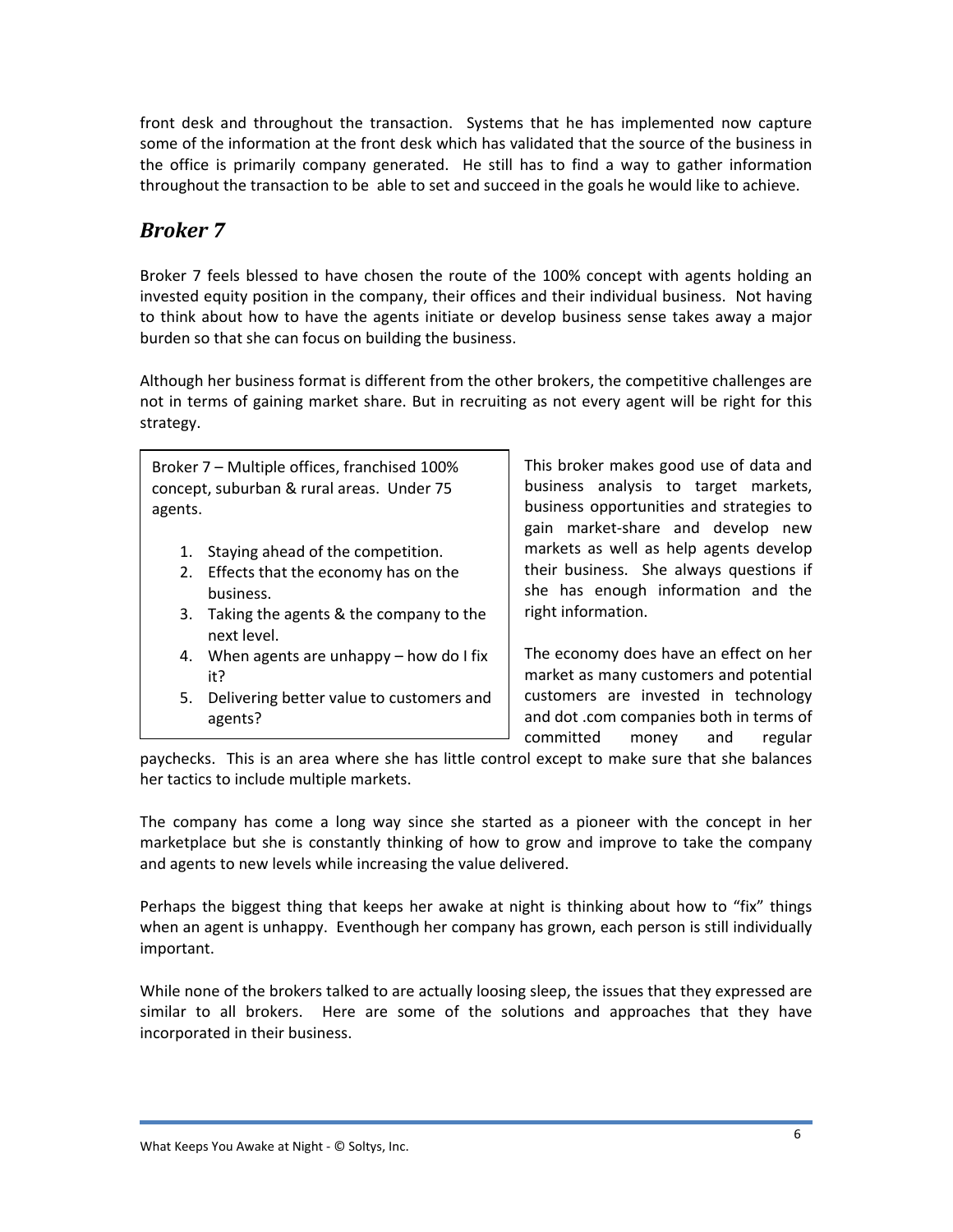front desk and throughout the transaction. Systems that he has implemented now capture some of the information at the front desk which has validated that the source of the business in the office is primarily company generated. He still has to find a way to gather information throughout the transaction to be able to set and succeed in the goals he would like to achieve.

## *Broker 7*

Broker 7 feels blessed to have chosen the route of the 100% concept with agents holding an invested equity position in the company, their offices and their individual business. Not having to think about how to have the agents initiate or develop business sense takes away a major burden so that she can focus on building the business.

Although her business format is different from the other brokers, the competitive challenges are not in terms of gaining market share. But in recruiting as not every agent will be right for this strategy.

> Broker 7 – Multiple offices, franchised 100% concept, suburban & rural areas. Under 75 agents.
>
> 1. Staying ahead of the competition.
> 2. Effects that the economy has on the business.
> 3. Taking the agents & the company to the next level.
> 4. When agents are unhappy – how do I fix it?
> 5. Delivering better value to customers and agents?

This broker makes good use of data and business analysis to target markets, business opportunities and strategies to gain market-share and develop new markets as well as help agents develop their business. She always questions if she has enough information and the right information.

The economy does have an effect on her market as many customers and potential customers are invested in technology and dot .com companies both in terms of committed money and regular paychecks. This is an area where she has little control except to make sure that she balances her tactics to include multiple markets.

The company has come a long way since she started as a pioneer with the concept in her marketplace but she is constantly thinking of how to grow and improve to take the company and agents to new levels while increasing the value delivered.

Perhaps the biggest thing that keeps her awake at night is thinking about how to "fix" things when an agent is unhappy. Eventhough her company has grown, each person is still individually important.

While none of the brokers talked to are actually loosing sleep, the issues that they expressed are similar to all brokers. Here are some of the solutions and approaches that they have incorporated in their business.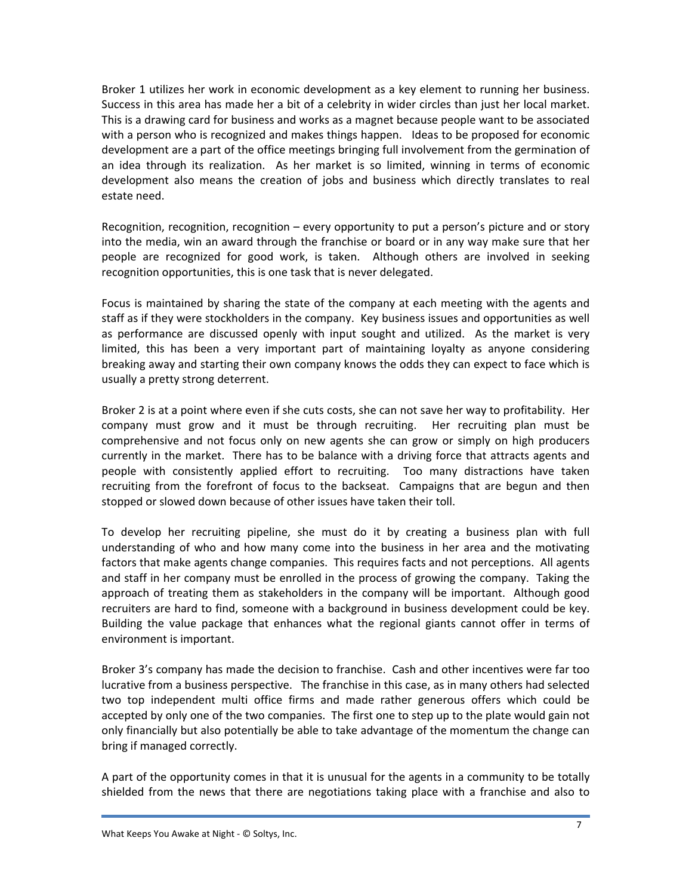Broker 1 utilizes her work in economic development as a key element to running her business. Success in this area has made her a bit of a celebrity in wider circles than just her local market. This is a drawing card for business and works as a magnet because people want to be associated with a person who is recognized and makes things happen. Ideas to be proposed for economic development are a part of the office meetings bringing full involvement from the germination of an idea through its realization. As her market is so limited, winning in terms of economic development also means the creation of jobs and business which directly translates to real estate need.

Recognition, recognition, recognition – every opportunity to put a person's picture and or story into the media, win an award through the franchise or board or in any way make sure that her people are recognized for good work, is taken. Although others are involved in seeking recognition opportunities, this is one task that is never delegated.

Focus is maintained by sharing the state of the company at each meeting with the agents and staff as if they were stockholders in the company. Key business issues and opportunities as well as performance are discussed openly with input sought and utilized. As the market is very limited, this has been a very important part of maintaining loyalty as anyone considering breaking away and starting their own company knows the odds they can expect to face which is usually a pretty strong deterrent.

Broker 2 is at a point where even if she cuts costs, she can not save her way to profitability. Her company must grow and it must be through recruiting. Her recruiting plan must be comprehensive and not focus only on new agents she can grow or simply on high producers currently in the market. There has to be balance with a driving force that attracts agents and people with consistently applied effort to recruiting. Too many distractions have taken recruiting from the forefront of focus to the backseat. Campaigns that are begun and then stopped or slowed down because of other issues have taken their toll.

To develop her recruiting pipeline, she must do it by creating a business plan with full understanding of who and how many come into the business in her area and the motivating factors that make agents change companies. This requires facts and not perceptions. All agents and staff in her company must be enrolled in the process of growing the company. Taking the approach of treating them as stakeholders in the company will be important. Although good recruiters are hard to find, someone with a background in business development could be key. Building the value package that enhances what the regional giants cannot offer in terms of environment is important.

Broker 3's company has made the decision to franchise. Cash and other incentives were far too lucrative from a business perspective. The franchise in this case, as in many others had selected two top independent multi office firms and made rather generous offers which could be accepted by only one of the two companies. The first one to step up to the plate would gain not only financially but also potentially be able to take advantage of the momentum the change can bring if managed correctly.

A part of the opportunity comes in that it is unusual for the agents in a community to be totally shielded from the news that there are negotiations taking place with a franchise and also to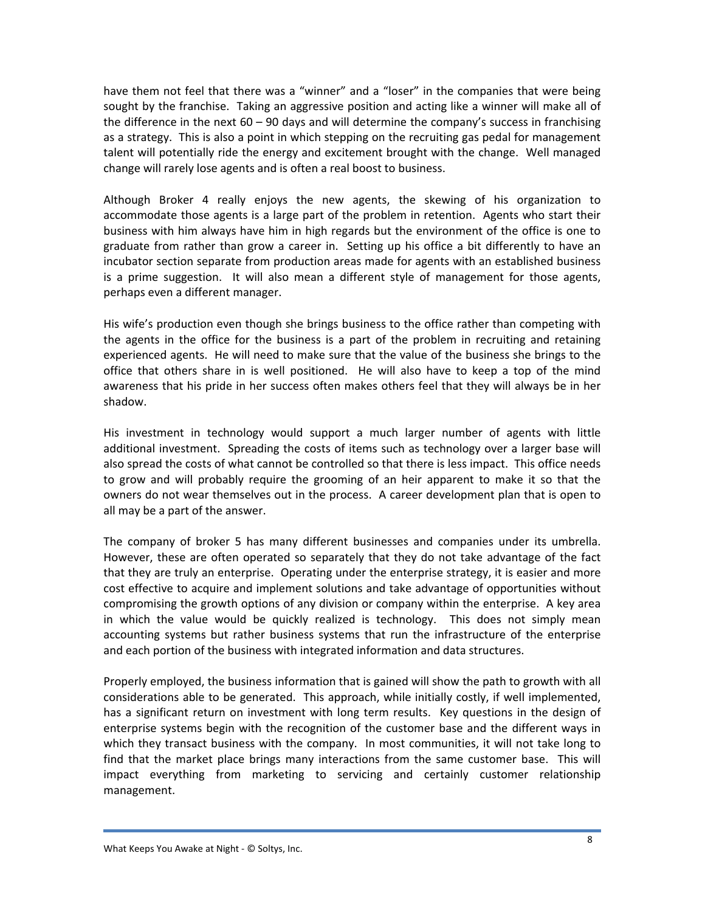have them not feel that there was a "winner" and a "loser" in the companies that were being sought by the franchise. Taking an aggressive position and acting like a winner will make all of the difference in the next 60 – 90 days and will determine the company's success in franchising as a strategy. This is also a point in which stepping on the recruiting gas pedal for management talent will potentially ride the energy and excitement brought with the change. Well managed change will rarely lose agents and is often a real boost to business.

Although Broker 4 really enjoys the new agents, the skewing of his organization to accommodate those agents is a large part of the problem in retention. Agents who start their business with him always have him in high regards but the environment of the office is one to graduate from rather than grow a career in. Setting up his office a bit differently to have an incubator section separate from production areas made for agents with an established business is a prime suggestion. It will also mean a different style of management for those agents, perhaps even a different manager.

His wife's production even though she brings business to the office rather than competing with the agents in the office for the business is a part of the problem in recruiting and retaining experienced agents. He will need to make sure that the value of the business she brings to the office that others share in is well positioned. He will also have to keep a top of the mind awareness that his pride in her success often makes others feel that they will always be in her shadow.

His investment in technology would support a much larger number of agents with little additional investment. Spreading the costs of items such as technology over a larger base will also spread the costs of what cannot be controlled so that there is less impact. This office needs to grow and will probably require the grooming of an heir apparent to make it so that the owners do not wear themselves out in the process. A career development plan that is open to all may be a part of the answer.

The company of broker 5 has many different businesses and companies under its umbrella. However, these are often operated so separately that they do not take advantage of the fact that they are truly an enterprise. Operating under the enterprise strategy, it is easier and more cost effective to acquire and implement solutions and take advantage of opportunities without compromising the growth options of any division or company within the enterprise. A key area in which the value would be quickly realized is technology. This does not simply mean accounting systems but rather business systems that run the infrastructure of the enterprise and each portion of the business with integrated information and data structures.

Properly employed, the business information that is gained will show the path to growth with all considerations able to be generated. This approach, while initially costly, if well implemented, has a significant return on investment with long term results. Key questions in the design of enterprise systems begin with the recognition of the customer base and the different ways in which they transact business with the company. In most communities, it will not take long to find that the market place brings many interactions from the same customer base. This will impact everything from marketing to servicing and certainly customer relationship management.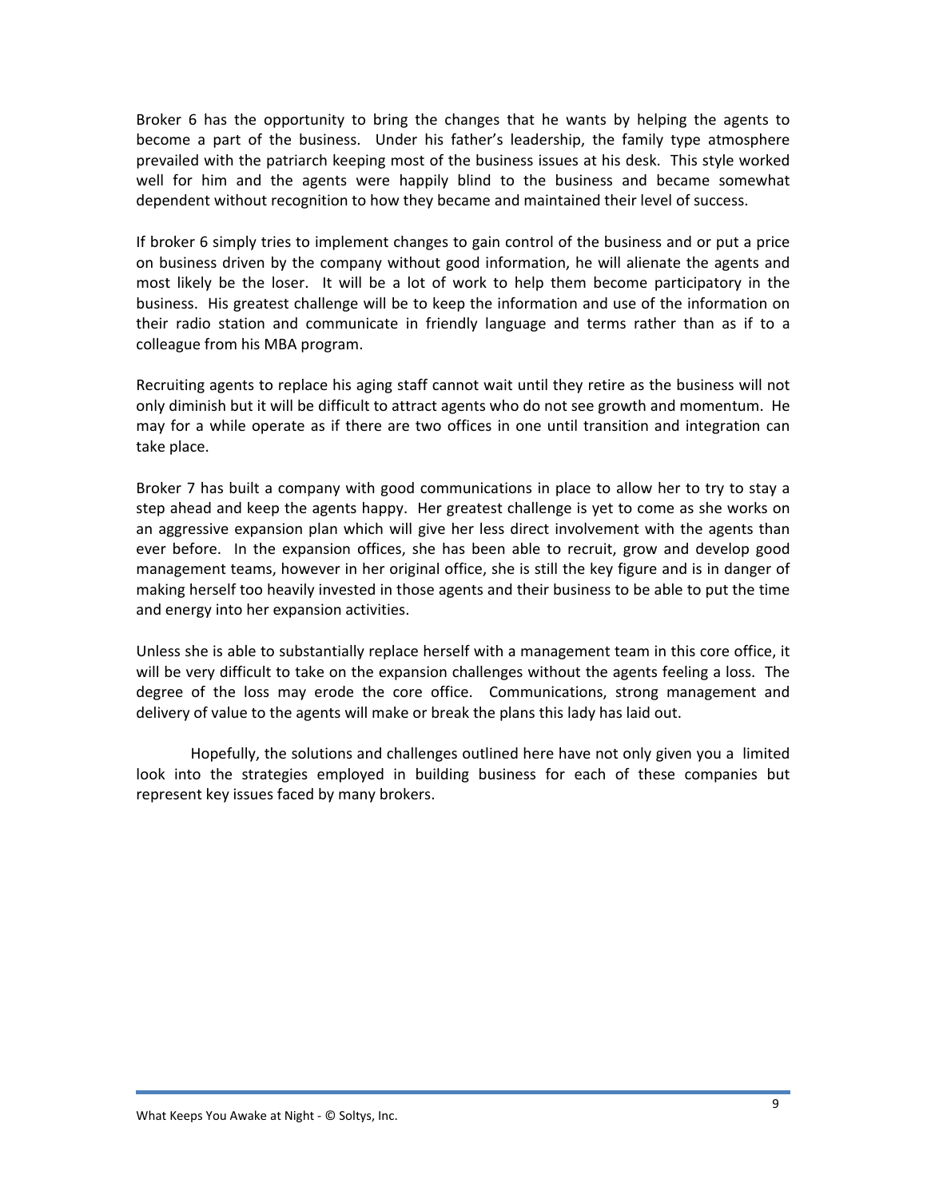Broker 6 has the opportunity to bring the changes that he wants by helping the agents to become a part of the business. Under his father's leadership, the family type atmosphere prevailed with the patriarch keeping most of the business issues at his desk. This style worked well for him and the agents were happily blind to the business and became somewhat dependent without recognition to how they became and maintained their level of success.

If broker 6 simply tries to implement changes to gain control of the business and or put a price on business driven by the company without good information, he will alienate the agents and most likely be the loser. It will be a lot of work to help them become participatory in the business. His greatest challenge will be to keep the information and use of the information on their radio station and communicate in friendly language and terms rather than as if to a colleague from his MBA program.

Recruiting agents to replace his aging staff cannot wait until they retire as the business will not only diminish but it will be difficult to attract agents who do not see growth and momentum. He may for a while operate as if there are two offices in one until transition and integration can take place.

Broker 7 has built a company with good communications in place to allow her to try to stay a step ahead and keep the agents happy. Her greatest challenge is yet to come as she works on an aggressive expansion plan which will give her less direct involvement with the agents than ever before. In the expansion offices, she has been able to recruit, grow and develop good management teams, however in her original office, she is still the key figure and is in danger of making herself too heavily invested in those agents and their business to be able to put the time and energy into her expansion activities.

Unless she is able to substantially replace herself with a management team in this core office, it will be very difficult to take on the expansion challenges without the agents feeling a loss. The degree of the loss may erode the core office. Communications, strong management and delivery of value to the agents will make or break the plans this lady has laid out.

Hopefully, the solutions and challenges outlined here have not only given you a limited look into the strategies employed in building business for each of these companies but represent key issues faced by many brokers.